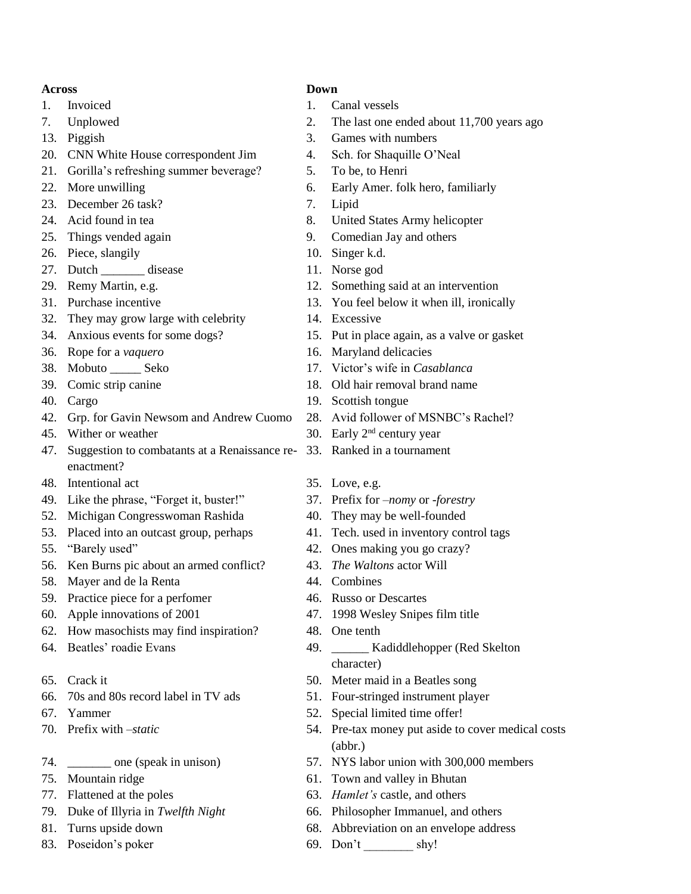**Across**

1. Invoiced
7. Unplowed
13. Piggish
20. CNN White House correspondent Jim
21. Gorilla's refreshing summer beverage?
22. More unwilling
23. December 26 task?
24. Acid found in tea
25. Things vended again
26. Piece, slangily
27. Dutch _______ disease
29. Remy Martin, e.g.
31. Purchase incentive
32. They may grow large with celebrity
34. Anxious events for some dogs?
36. Rope for a *vaquero*
38. Mobuto _____ Seko
39. Comic strip canine
40. Cargo
42. Grp. for Gavin Newsom and Andrew Cuomo
45. Wither or weather
47. Suggestion to combatants at a Renaissance re-enactment?
48. Intentional act
49. Like the phrase, "Forget it, buster!"
52. Michigan Congresswoman Rashida
53. Placed into an outcast group, perhaps
55. "Barely used"
56. Ken Burns pic about an armed conflict?
58. Mayer and de la Renta
59. Practice piece for a perfomer
60. Apple innovations of 2001
62. How masochists may find inspiration?
64. Beatles' roadie Evans
65. Crack it
66. 70s and 80s record label in TV ads
67. Yammer
70. Prefix with *–static*
74. _______ one (speak in unison)
75. Mountain ridge
77. Flattened at the poles
79. Duke of Illyria in *Twelfth Night*
81. Turns upside down
83. Poseidon's poker

**Down**

1. Canal vessels
2. The last one ended about 11,700 years ago
3. Games with numbers
4. Sch. for Shaquille O'Neal
5. To be, to Henri
6. Early Amer. folk hero, familiarly
7. Lipid
8. United States Army helicopter
9. Comedian Jay and others
10. Singer k.d.
11. Norse god
12. Something said at an intervention
13. You feel below it when ill, ironically
14. Excessive
15. Put in place again, as a valve or gasket
16. Maryland delicacies
17. Victor's wife in *Casablanca*
18. Old hair removal brand name
19. Scottish tongue
28. Avid follower of MSNBC's Rachel?
30. Early 2nd century year
33. Ranked in a tournament
35. Love, e.g.
37. Prefix for *–nomy* or *-forestry*
40. They may be well-founded
41. Tech. used in inventory control tags
42. Ones making you go crazy?
43. *The Waltons* actor Will
44. Combines
46. Russo or Descartes
47. 1998 Wesley Snipes film title
48. One tenth
49. ______ Kadiddlehopper (Red Skelton character)
50. Meter maid in a Beatles song
51. Four-stringed instrument player
52. Special limited time offer!
54. Pre-tax money put aside to cover medical costs (abbr.)
57. NYS labor union with 300,000 members
61. Town and valley in Bhutan
63. *Hamlet's* castle, and others
66. Philosopher Immanuel, and others
68. Abbreviation on an envelope address
69. Don't ________ shy!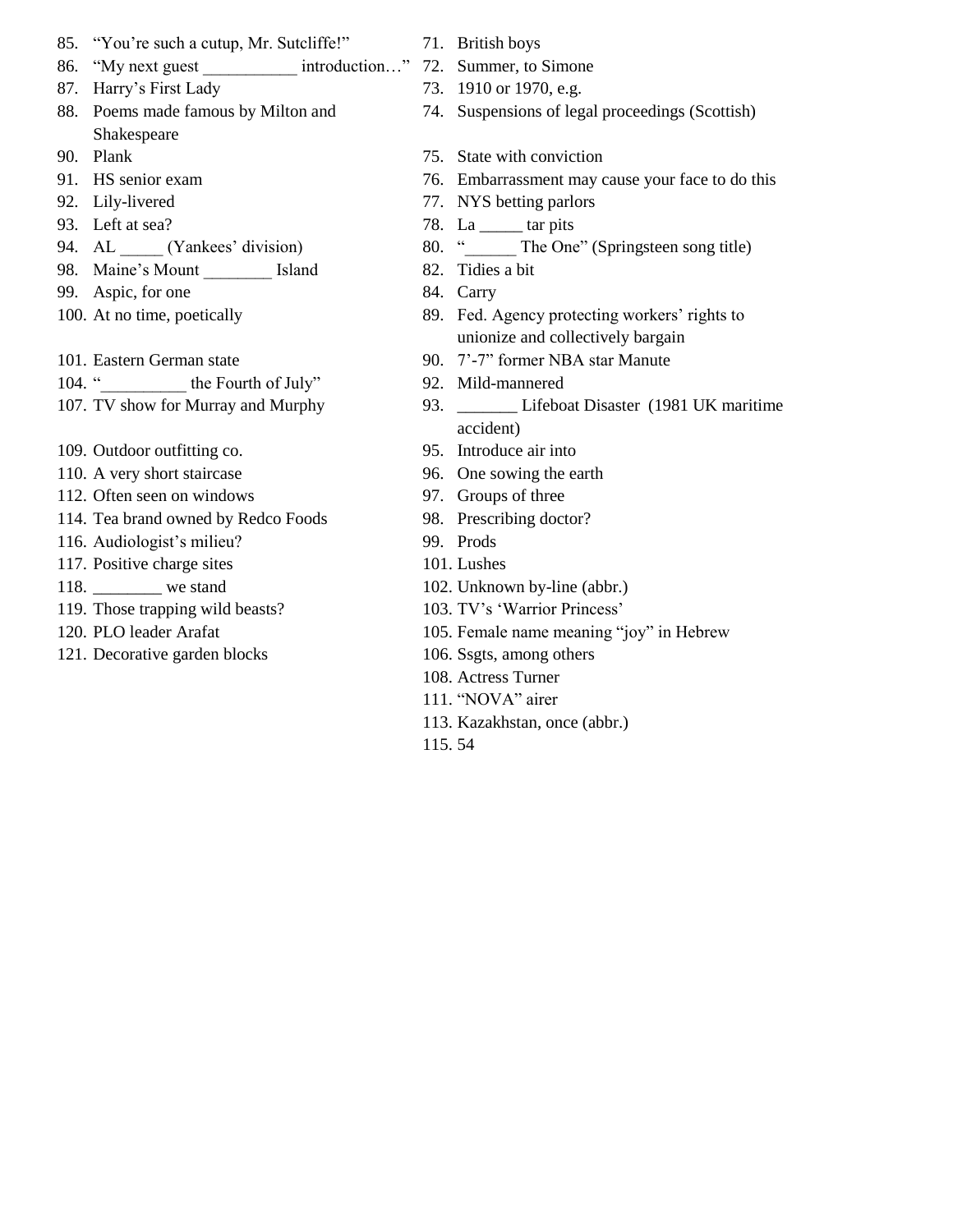85. "You're such a cutup, Mr. Sutcliffe!"
86. "My next guest ___________ introduction…"
87. Harry's First Lady
88. Poems made famous by Milton and Shakespeare
90. Plank
91. HS senior exam
92. Lily-livered
93. Left at sea?
94. AL _____ (Yankees' division)
98. Maine's Mount ________ Island
99. Aspic, for one
100. At no time, poetically
101. Eastern German state
104. "__________ the Fourth of July"
107. TV show for Murray and Murphy
109. Outdoor outfitting co.
110. A very short staircase
112. Often seen on windows
114. Tea brand owned by Redco Foods
116. Audiologist's milieu?
117. Positive charge sites
118. ________ we stand
119. Those trapping wild beasts?
120. PLO leader Arafat
121. Decorative garden blocks

71. British boys
72. Summer, to Simone
73. 1910 or 1970, e.g.
74. Suspensions of legal proceedings (Scottish)
75. State with conviction
76. Embarrassment may cause your face to do this
77. NYS betting parlors
78. La _____ tar pits
80. "______ The One" (Springsteen song title)
82. Tidies a bit
84. Carry
89. Fed. Agency protecting workers' rights to unionize and collectively bargain
90. 7'-7" former NBA star Manute
92. Mild-mannered
93. _______ Lifeboat Disaster (1981 UK maritime accident)
95. Introduce air into
96. One sowing the earth
97. Groups of three
98. Prescribing doctor?
99. Prods
101. Lushes
102. Unknown by-line (abbr.)
103. TV's 'Warrior Princess'
105. Female name meaning "joy" in Hebrew
106. Ssgts, among others
108. Actress Turner
111. "NOVA" airer
113. Kazakhstan, once (abbr.)
115. 54